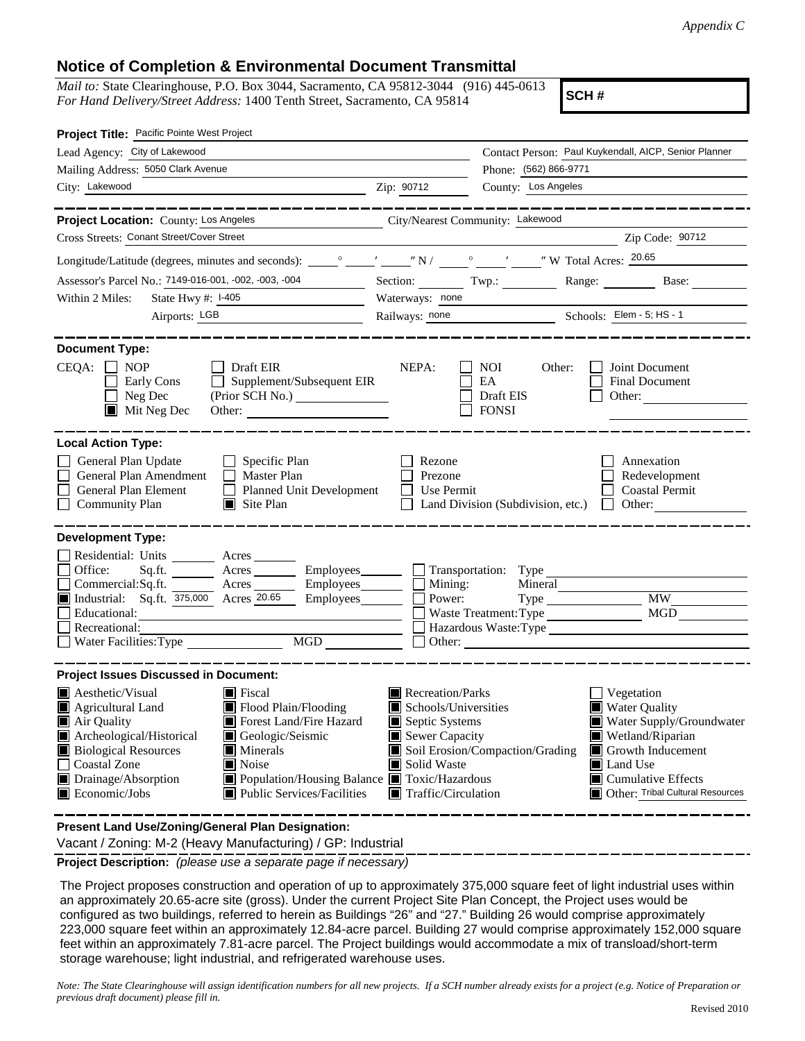*Appendix C*

## Notice of Completion & Environmental Document Transmittal

*Mail to:* State Clearinghouse, P.O. Box 3044, Sacramento, CA 95812-3044 (916) 445-0613
*For Hand Delivery/Street Address:* 1400 Tenth Street, Sacramento, CA 95814

**SCH #**

**Project Title:** Pacific Pointe West Project

Lead Agency: City of Lakewood
Contact Person: Paul Kuykendall, AICP, Senior Planner
Mailing Address: 5050 Clark Avenue
Phone: (562) 866-9771
City: Lakewood
Zip: 90712
County: Los Angeles

---

**Project Location:** County: Los Angeles
City/Nearest Community: Lakewood
Cross Streets: Conant Street/Cover Street
Zip Code: 90712

Longitude/Latitude (degrees, minutes and seconds): ___° ___′ ___″ N / ___° ___′ ___″ W Total Acres: 20.65

Assessor's Parcel No.: 7149-016-001, -002, -003, -004
Section: ____ Twp.: ____ Range: ____ Base: ____

Within 2 Miles: State Hwy #: I-405
Waterways: none
Airports: LGB
Railways: none
Schools: Elem - 5; HS - 1

---

**Document Type:**

CEQA: ☐ NOP ☐ Early Cons ☐ Neg Dec ■ Mit Neg Dec ☐ Draft EIR ☐ Supplement/Subsequent EIR (Prior SCH No.) ____ Other: ____

NEPA: ☐ NOI ☐ EA ☐ Draft EIS ☐ FONSI

Other: ☐ Joint Document ☐ Final Document ☐ Other: ____

---

**Local Action Type:**

☐ General Plan Update
☐ General Plan Amendment
☐ General Plan Element
☐ Community Plan
☐ Specific Plan
☐ Master Plan
☐ Planned Unit Development
■ Site Plan
☐ Rezone
☐ Prezone
☐ Use Permit
☐ Land Division (Subdivision, etc.)
☐ Annexation
☐ Redevelopment
☐ Coastal Permit
☐ Other: ____

---

**Development Type:**

☐ Residential: Units ____ Acres ____
☐ Office: Sq.ft. ____ Acres ____ Employees ____
☐ Commercial: Sq.ft. ____ Acres ____ Employees ____
■ Industrial: Sq.ft. 375,000 Acres 20.65 Employees ____
☐ Educational: ____
☐ Recreational: ____
☐ Water Facilities: Type ____ MGD ____
☐ Transportation: Type ____
☐ Mining: Mineral ____
☐ Power: Type ____ MW ____
☐ Waste Treatment: Type ____ MGD ____
☐ Hazardous Waste: Type ____
☐ Other: ____

---

**Project Issues Discussed in Document:**

■ Aesthetic/Visual
■ Agricultural Land
■ Air Quality
■ Archeological/Historical
■ Biological Resources
☐ Coastal Zone
■ Drainage/Absorption
■ Economic/Jobs
■ Fiscal
■ Flood Plain/Flooding
■ Forest Land/Fire Hazard
■ Geologic/Seismic
■ Minerals
■ Noise
■ Population/Housing Balance
■ Public Services/Facilities
■ Recreation/Parks
■ Schools/Universities
■ Septic Systems
■ Sewer Capacity
■ Soil Erosion/Compaction/Grading
■ Solid Waste
■ Toxic/Hazardous
■ Traffic/Circulation
☐ Vegetation
■ Water Quality
■ Water Supply/Groundwater
■ Wetland/Riparian
■ Growth Inducement
■ Land Use
■ Cumulative Effects
■ Other: Tribal Cultural Resources

---

**Present Land Use/Zoning/General Plan Designation:**

Vacant / Zoning: M-2 (Heavy Manufacturing) / GP: Industrial

**Project Description:** *(please use a separate page if necessary)*

The Project proposes construction and operation of up to approximately 375,000 square feet of light industrial uses within an approximately 20.65-acre site (gross). Under the current Project Site Plan Concept, the Project uses would be configured as two buildings, referred to herein as Buildings "26" and "27." Building 26 would comprise approximately 223,000 square feet within an approximately 12.84-acre parcel. Building 27 would comprise approximately 152,000 square feet within an approximately 7.81-acre parcel. The Project buildings would accommodate a mix of transload/short-term storage warehouse; light industrial, and refrigerated warehouse uses.

*Note: The State Clearinghouse will assign identification numbers for all new projects. If a SCH number already exists for a project (e.g. Notice of Preparation or previous draft document) please fill in.*

Revised 2010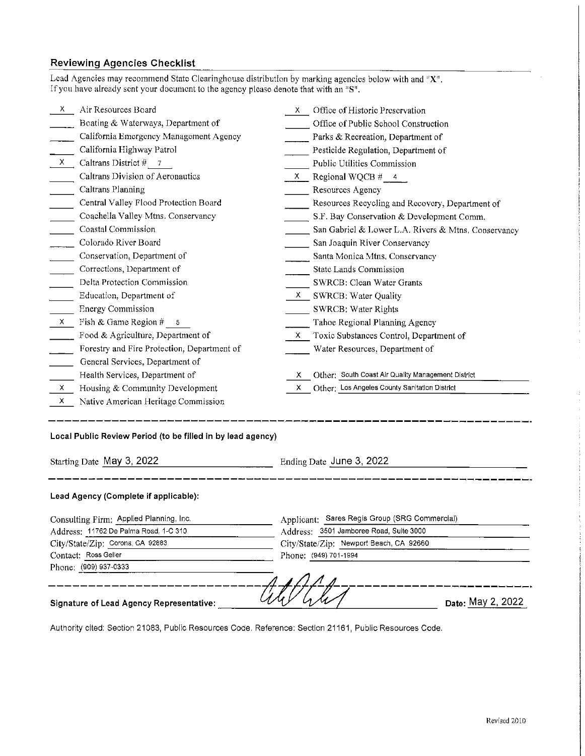## Reviewing Agencies Checklist

Lead Agencies may recommend State Clearinghouse distribution by marking agencies below with and "X".
If you have already sent your document to the agency please denote that with an "S".

| | | | |
|---|---|---|---|
| X | Air Resources Board | X | Office of Historic Preservation |
| | Boating & Waterways, Department of | | Office of Public School Construction |
| | California Emergency Management Agency | | Parks & Recreation, Department of |
| | California Highway Patrol | | Pesticide Regulation, Department of |
| X | Caltrans District # 7 | | Public Utilities Commission |
| | Caltrans Division of Aeronautics | X | Regional WQCB # 4 |
| | Caltrans Planning | | Resources Agency |
| | Central Valley Flood Protection Board | | Resources Recycling and Recovery, Department of |
| | Coachella Valley Mtns. Conservancy | | S.F. Bay Conservation & Development Comm. |
| | Coastal Commission | | San Gabriel & Lower L.A. Rivers & Mtns. Conservancy |
| | Colorado River Board | | San Joaquin River Conservancy |
| | Conservation, Department of | | Santa Monica Mtns. Conservancy |
| | Corrections, Department of | | State Lands Commission |
| | Delta Protection Commission | | SWRCB: Clean Water Grants |
| | Education, Department of | X | SWRCB: Water Quality |
| | Energy Commission | | SWRCB: Water Rights |
| X | Fish & Game Region # 5 | | Tahoe Regional Planning Agency |
| | Food & Agriculture, Department of | X | Toxic Substances Control, Department of |
| | Forestry and Fire Protection, Department of | | Water Resources, Department of |
| | General Services, Department of | | |
| | Health Services, Department of | X | Other: South Coast Air Quality Management District |
| X | Housing & Community Development | X | Other: Los Angeles County Sanitation District |
| X | Native American Heritage Commission | | |

---

**Local Public Review Period (to be filled in by lead agency)**

Starting Date May 3, 2022 Ending Date June 3, 2022

---

**Lead Agency (Complete if applicable):**

| | |
|---|---|
| Consulting Firm: Applied Planning, Inc. | Applicant: Sares Regis Group (SRG Commercial) |
| Address: 11762 De Palma Road, 1-C 310 | Address: 3501 Jamboree Road, Suite 3000 |
| City/State/Zip: Corona, CA 92883 | City/State/Zip: Newport Beach, CA 92660 |
| Contact: Ross Geller | Phone: (949) 701-1994 |
| Phone: (909) 937-0333 | |

---

**Signature of Lead Agency Representative:** [signature] **Date:** May 2, 2022

Authority cited: Section 21083, Public Resources Code. Reference: Section 21161, Public Resources Code.

Revised 2010